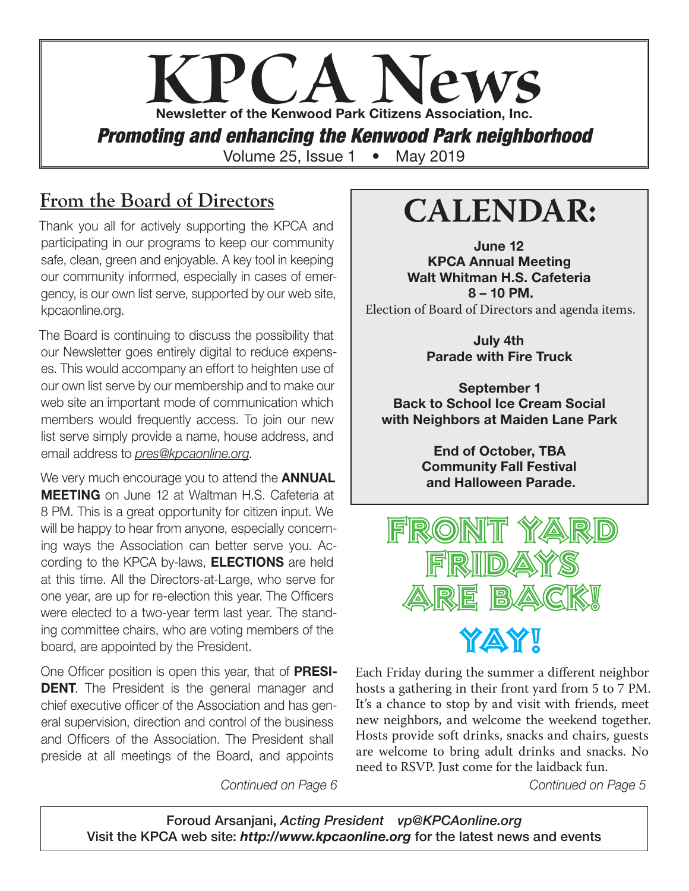# KPCA News

**Newsletter of the Kenwood Park Citizens Association, Inc.**

***Promoting and enhancing the Kenwood Park neighborhood***

Volume 25, Issue 1 • May 2019

## From the Board of Directors

Thank you all for actively supporting the KPCA and participating in our programs to keep our community safe, clean, green and enjoyable. A key tool in keeping our community informed, especially in cases of emergency, is our own list serve, supported by our web site, kpcaonline.org.

The Board is continuing to discuss the possibility that our Newsletter goes entirely digital to reduce expenses. This would accompany an effort to heighten use of our own list serve by our membership and to make our web site an important mode of communication which members would frequently access. To join our new list serve simply provide a name, house address, and email address to *pres@kpcaonline.org*.

We very much encourage you to attend the **ANNUAL MEETING** on June 12 at Waltman H.S. Cafeteria at 8 PM. This is a great opportunity for citizen input. We will be happy to hear from anyone, especially concerning ways the Association can better serve you. According to the KPCA by-laws, **ELECTIONS** are held at this time. All the Directors-at-Large, who serve for one year, are up for re-election this year. The Officers were elected to a two-year term last year. The standing committee chairs, who are voting members of the board, are appointed by the President.

One Officer position is open this year, that of **PRESIDENT**. The President is the general manager and chief executive officer of the Association and has general supervision, direction and control of the business and Officers of the Association. The President shall preside at all meetings of the Board, and appoints

*Continued on Page 6*

## CALENDAR:

**June 12**
**KPCA Annual Meeting**
**Walt Whitman H.S. Cafeteria**
**8 – 10 PM.**
Election of Board of Directors and agenda items.

**July 4th**
**Parade with Fire Truck**

**September 1**
**Back to School Ice Cream Social with Neighbors at Maiden Lane Park**

**End of October, TBA**
**Community Fall Festival and Halloween Parade.**

## FRONT YARD FRIDAYS ARE BACK! YAY!

Each Friday during the summer a different neighbor hosts a gathering in their front yard from 5 to 7 PM. It's a chance to stop by and visit with friends, meet new neighbors, and welcome the weekend together. Hosts provide soft drinks, snacks and chairs, guests are welcome to bring adult drinks and snacks. No need to RSVP. Just come for the laidback fun.

*Continued on Page 5*

Foroud Arsanjani, *Acting President* *vp@KPCAonline.org*
Visit the KPCA web site: ***http://www.kpcaonline.org*** for the latest news and events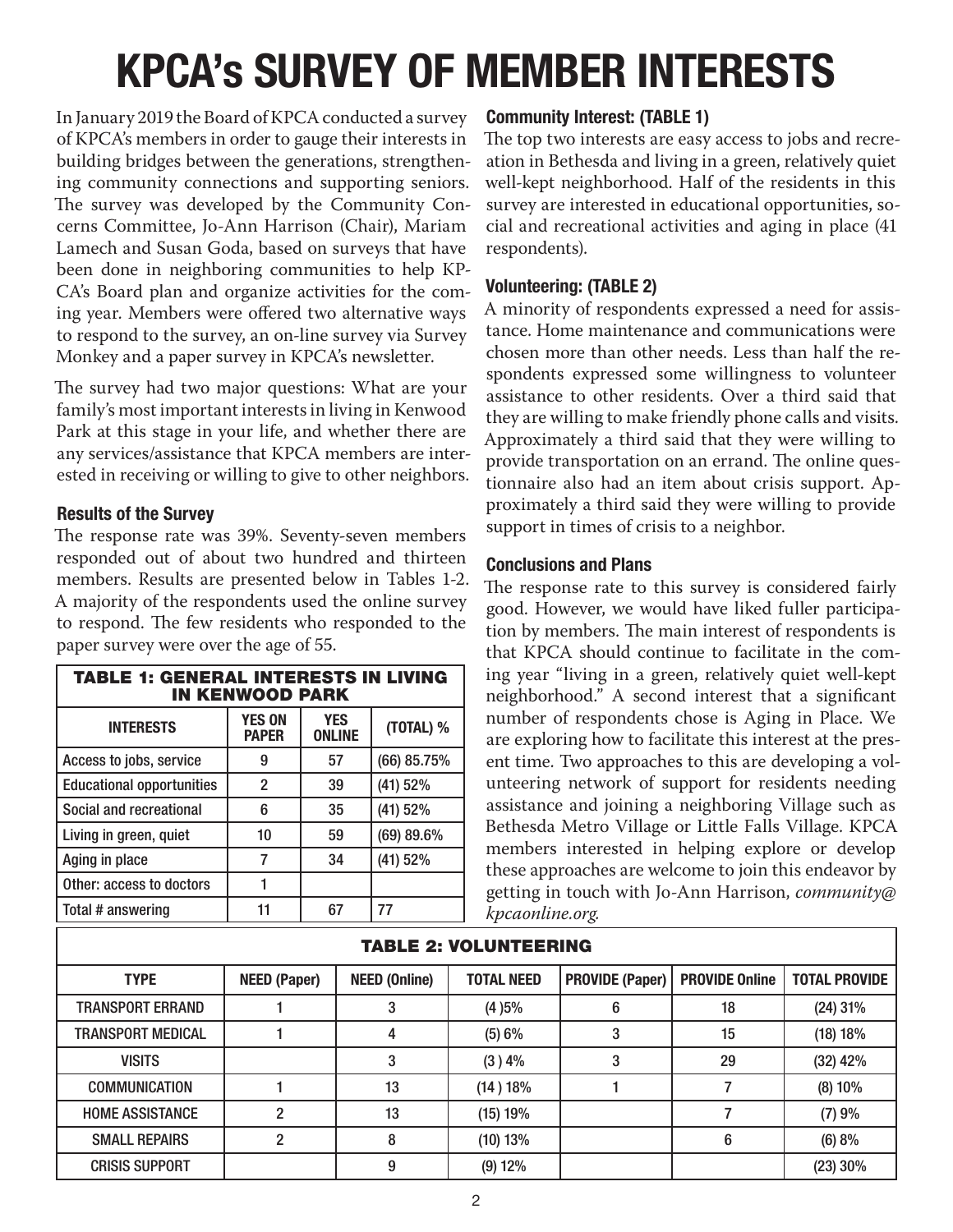# KPCA's SURVEY OF MEMBER INTERESTS

In January 2019 the Board of KPCA conducted a survey of KPCA's members in order to gauge their interests in building bridges between the generations, strengthening community connections and supporting seniors. The survey was developed by the Community Concerns Committee, Jo-Ann Harrison (Chair), Mariam Lamech and Susan Goda, based on surveys that have been done in neighboring communities to help KPCA's Board plan and organize activities for the coming year. Members were offered two alternative ways to respond to the survey, an on-line survey via Survey Monkey and a paper survey in KPCA's newsletter.

The survey had two major questions: What are your family's most important interests in living in Kenwood Park at this stage in your life, and whether there are any services/assistance that KPCA members are interested in receiving or willing to give to other neighbors.

### Results of the Survey

The response rate was 39%. Seventy-seven members responded out of about two hundred and thirteen members. Results are presented below in Tables 1-2. A majority of the respondents used the online survey to respond. The few residents who responded to the paper survey were over the age of 55.

**TABLE 1: GENERAL INTERESTS IN LIVING IN KENWOOD PARK**

| INTERESTS | YES ON PAPER | YES ONLINE | (TOTAL) % |
|---|---|---|---|
| Access to jobs, service | 9 | 57 | (66) 85.75% |
| Educational opportunities | 2 | 39 | (41) 52% |
| Social and recreational | 6 | 35 | (41) 52% |
| Living in green, quiet | 10 | 59 | (69) 89.6% |
| Aging in place | 7 | 34 | (41) 52% |
| Other: access to doctors | 1 | | |
| Total # answering | 11 | 67 | 77 |

### Community Interest: (TABLE 1)

The top two interests are easy access to jobs and recreation in Bethesda and living in a green, relatively quiet well-kept neighborhood. Half of the residents in this survey are interested in educational opportunities, social and recreational activities and aging in place (41 respondents).

### Volunteering: (TABLE 2)

A minority of respondents expressed a need for assistance. Home maintenance and communications were chosen more than other needs. Less than half the respondents expressed some willingness to volunteer assistance to other residents. Over a third said that they are willing to make friendly phone calls and visits. Approximately a third said that they were willing to provide transportation on an errand. The online questionnaire also had an item about crisis support. Approximately a third said they were willing to provide support in times of crisis to a neighbor.

### Conclusions and Plans

The response rate to this survey is considered fairly good. However, we would have liked fuller participation by members. The main interest of respondents is that KPCA should continue to facilitate in the coming year "living in a green, relatively quiet well-kept neighborhood." A second interest that a significant number of respondents chose is Aging in Place. We are exploring how to facilitate this interest at the present time. Two approaches to this are developing a volunteering network of support for residents needing assistance and joining a neighboring Village such as Bethesda Metro Village or Little Falls Village. KPCA members interested in helping explore or develop these approaches are welcome to join this endeavor by getting in touch with Jo-Ann Harrison, *community@kpcaonline.org.*

**TABLE 2: VOLUNTEERING**

| TYPE | NEED (Paper) | NEED (Online) | TOTAL NEED | PROVIDE (Paper) | PROVIDE Online | TOTAL PROVIDE |
|---|---|---|---|---|---|---|
| TRANSPORT ERRAND | 1 | 3 | (4 )5% | 6 | 18 | (24) 31% |
| TRANSPORT MEDICAL | 1 | 4 | (5) 6% | 3 | 15 | (18) 18% |
| VISITS | | 3 | (3 ) 4% | 3 | 29 | (32) 42% |
| COMMUNICATION | 1 | 13 | (14 ) 18% | 1 | 7 | (8) 10% |
| HOME ASSISTANCE | 2 | 13 | (15) 19% | | 7 | (7) 9% |
| SMALL REPAIRS | 2 | 8 | (10) 13% | | 6 | (6) 8% |
| CRISIS SUPPORT | | 9 | (9) 12% | | | (23) 30% |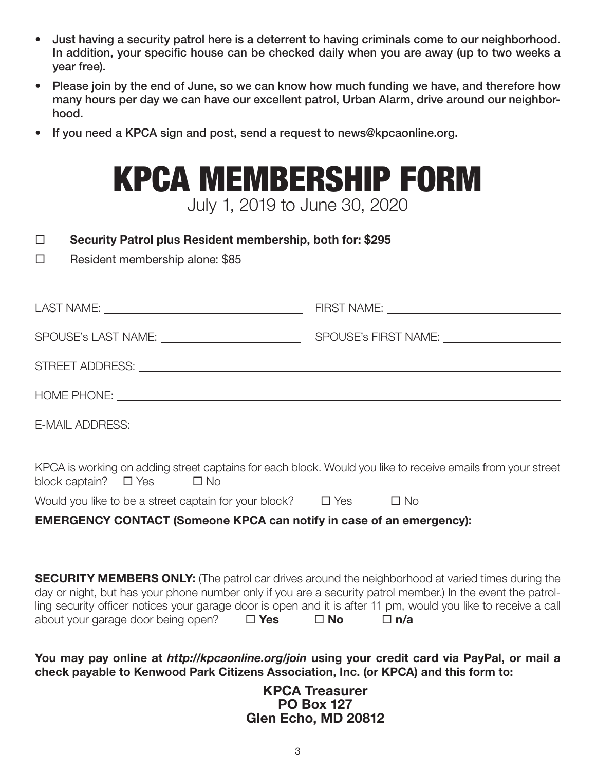- **Just having a security patrol here is a deterrent to having criminals come to our neighborhood. In addition, your specific house can be checked daily when you are away (up to two weeks a year free).**
- **Please join by the end of June, so we can know how much funding we have, and therefore how many hours per day we can have our excellent patrol, Urban Alarm, drive around our neighborhood.**
- **If you need a KPCA sign and post, send a request to news@kpcaonline.org.**

# KPCA MEMBERSHIP FORM

July 1, 2019 to June 30, 2020

☐ **Security Patrol plus Resident membership, both for: $295**

☐ Resident membership alone: $85

LAST NAME: ______________________ FIRST NAME: ______________________

SPOUSE's LAST NAME: ______________________ SPOUSE's FIRST NAME: ______________________

STREET ADDRESS: ______________________________________________

HOME PHONE: ______________________________________________

E-MAIL ADDRESS: ______________________________________________

KPCA is working on adding street captains for each block. Would you like to receive emails from your street block captain? ☐ Yes ☐ No

Would you like to be a street captain for your block? ☐ Yes ☐ No

**EMERGENCY CONTACT (Someone KPCA can notify in case of an emergency):**

______________________________________________

**SECURITY MEMBERS ONLY:** (The patrol car drives around the neighborhood at varied times during the day or night, but has your phone number only if you are a security patrol member.) In the event the patrolling security officer notices your garage door is open and it is after 11 pm, would you like to receive a call about your garage door being open? ☐ **Yes** ☐ **No** ☐ **n/a**

**You may pay online at *http://kpcaonline.org/join* using your credit card via PayPal, or mail a check payable to Kenwood Park Citizens Association, Inc. (or KPCA) and this form to:**

**KPCA Treasurer**
**PO Box 127**
**Glen Echo, MD 20812**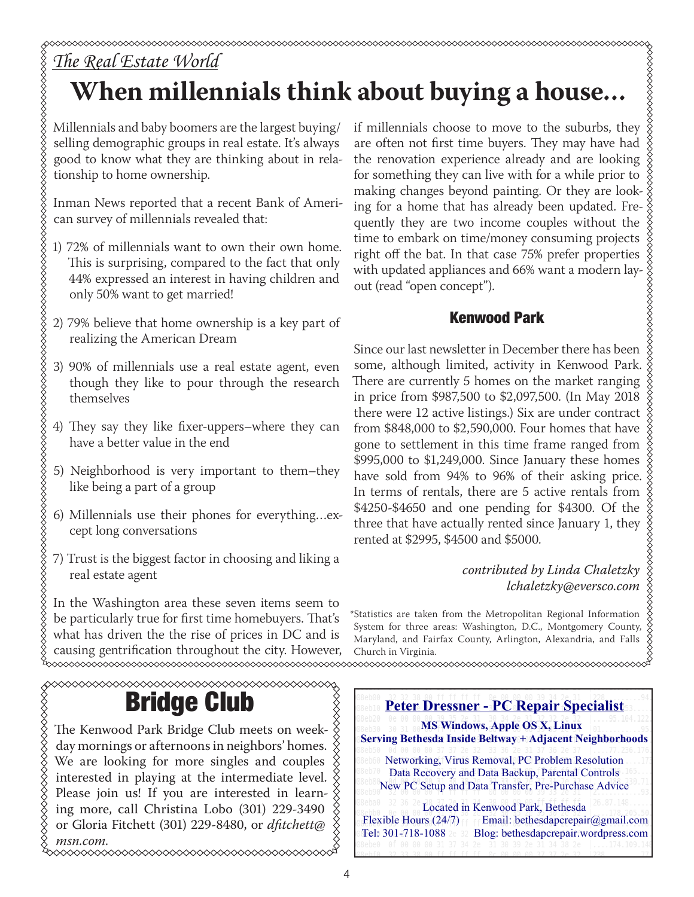*The Real Estate World*

# When millennials think about buying a house...

Millennials and baby boomers are the largest buying/selling demographic groups in real estate. It's always good to know what they are thinking about in relationship to home ownership.

Inman News reported that a recent Bank of American survey of millennials revealed that:

1) 72% of millennials want to own their own home. This is surprising, compared to the fact that only 44% expressed an interest in having children and only 50% want to get married!

2) 79% believe that home ownership is a key part of realizing the American Dream

3) 90% of millennials use a real estate agent, even though they like to pour through the research themselves

4) They say they like fixer-uppers–where they can have a better value in the end

5) Neighborhood is very important to them–they like being a part of a group

6) Millennials use their phones for everything…except long conversations

7) Trust is the biggest factor in choosing and liking a real estate agent

In the Washington area these seven items seem to be particularly true for first time homebuyers. That's what has driven the the rise of prices in DC and is causing gentrification throughout the city. However, if millennials choose to move to the suburbs, they are often not first time buyers. They may have had the renovation experience already and are looking for something they can live with for a while prior to making changes beyond painting. Or they are looking for a home that has already been updated. Frequently they are two income couples without the time to embark on time/money consuming projects right off the bat. In that case 75% prefer properties with updated appliances and 66% want a modern layout (read "open concept").

## Kenwood Park

Since our last newsletter in December there has been some, although limited, activity in Kenwood Park. There are currently 5 homes on the market ranging in price from $987,500 to $2,097,500. (In May 2018 there were 12 active listings.) Six are under contract from $848,000 to $2,590,000. Four homes that have gone to settlement in this time frame ranged from $995,000 to $1,249,000. Since January these homes have sold from 94% to 96% of their asking price. In terms of rentals, there are 5 active rentals from $4250-$4650 and one pending for $4300. Of the three that have actually rented since January 1, they rented at $2995, $4500 and $5000.

*contributed by Linda Chaletzky*
*lchaletzky@eversco.com*

*Statistics are taken from the Metropolitan Regional Information System for three areas: Washington, D.C., Montgomery County, Maryland, and Fairfax County, Arlington, Alexandria, and Falls Church in Virginia.

# Bridge Club

The Kenwood Park Bridge Club meets on weekday mornings or afternoons in neighbors' homes. We are looking for more singles and couples interested in playing at the intermediate level. Please join us! If you are interested in learning more, call Christina Lobo (301) 229-3490 or Gloria Fitchett (301) 229-8480, or *dfitchett@msn.com.*

**Peter Dressner - PC Repair Specialist**

**MS Windows, Apple OS X, Linux**
**Serving Bethesda Inside Beltway + Adjacent Neighborhoods**

Networking, Virus Removal, PC Problem Resolution
Data Recovery and Data Backup, Parental Controls
New PC Setup and Data Transfer, Pre-Purchase Advice

Located in Kenwood Park, Bethesda
Flexible Hours (24/7) Email: bethesdapcrepair@gmail.com
Tel: 301-718-1088 Blog: bethesdapcrepair.wordpress.com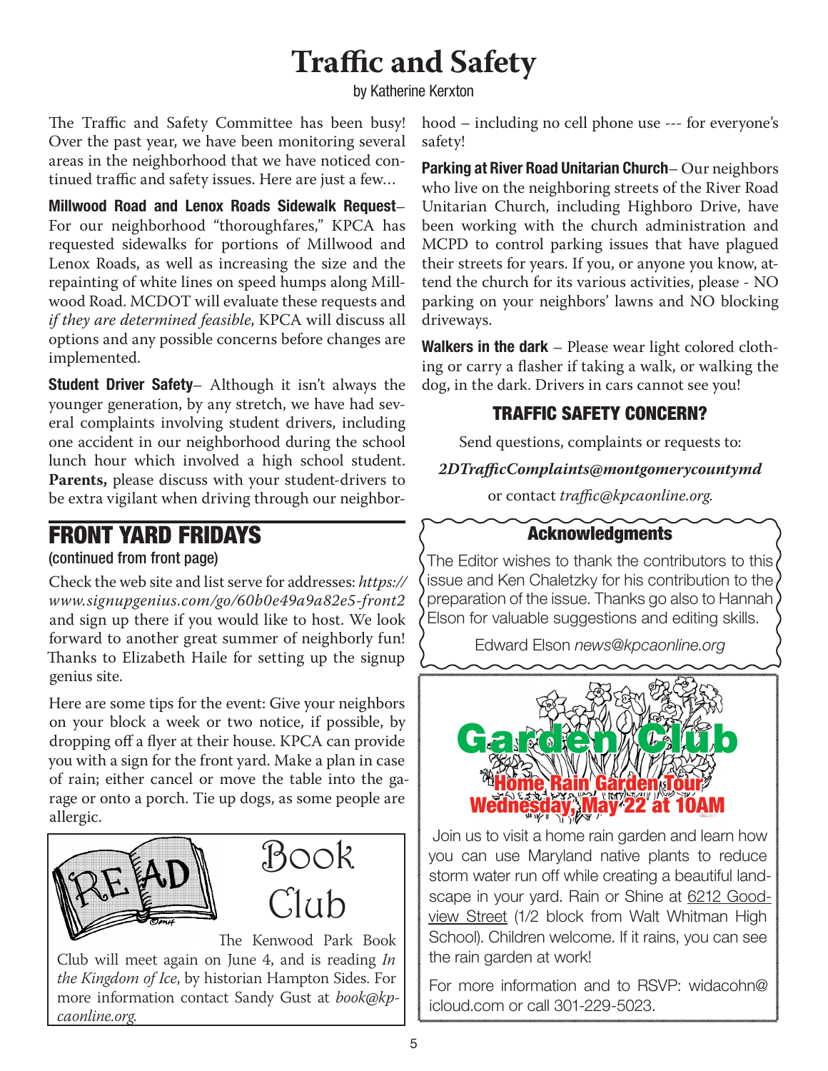# Traffic and Safety

by Katherine Kerxton

The Traffic and Safety Committee has been busy! Over the past year, we have been monitoring several areas in the neighborhood that we have noticed continued traffic and safety issues. Here are just a few…

**Millwood Road and Lenox Roads Sidewalk Request**– For our neighborhood "thoroughfares," KPCA has requested sidewalks for portions of Millwood and Lenox Roads, as well as increasing the size and the repainting of white lines on speed humps along Millwood Road. MCDOT will evaluate these requests and *if they are determined feasible*, KPCA will discuss all options and any possible concerns before changes are implemented.

**Student Driver Safety**– Although it isn't always the younger generation, by any stretch, we have had several complaints involving student drivers, including one accident in our neighborhood during the school lunch hour which involved a high school student. **Parents,** please discuss with your student-drivers to be extra vigilant when driving through our neighborhood – including no cell phone use --- for everyone's safety!

**Parking at River Road Unitarian Church**– Our neighbors who live on the neighboring streets of the River Road Unitarian Church, including Highboro Drive, have been working with the church administration and MCPD to control parking issues that have plagued their streets for years. If you, or anyone you know, attend the church for its various activities, please - NO parking on your neighbors' lawns and NO blocking driveways.

**Walkers in the dark** – Please wear light colored clothing or carry a flasher if taking a walk, or walking the dog, in the dark. Drivers in cars cannot see you!

### TRAFFIC SAFETY CONCERN?

Send questions, complaints or requests to:

***2DTrafficComplaints@montgomerycountymd***

or contact *traffic@kpcaonline.org.*

## FRONT YARD FRIDAYS

(continued from front page)

Check the web site and list serve for addresses: *https://www.signupgenius.com/go/60b0e49a9a82e5-front2* and sign up there if you would like to host. We look forward to another great summer of neighborly fun! Thanks to Elizabeth Haile for setting up the signup genius site.

Here are some tips for the event: Give your neighbors on your block a week or two notice, if possible, by dropping off a flyer at their house. KPCA can provide you with a sign for the front yard. Make a plan in case of rain; either cancel or move the table into the garage or onto a porch. Tie up dogs, as some people are allergic.

## Book Club

The Kenwood Park Book Club will meet again on June 4, and is reading *In the Kingdom of Ice*, by historian Hampton Sides. For more information contact Sandy Gust at *book@kpcaonline.org.*

### Acknowledgments

The Editor wishes to thank the contributors to this issue and Ken Chaletzky for his contribution to the preparation of the issue. Thanks go also to Hannah Elson for valuable suggestions and editing skills.

Edward Elson *news@kpcaonline.org*

## Garden Club

**Home Rain Garden Tour**
**Wednesday, May 22 at 10AM**

Join us to visit a home rain garden and learn how you can use Maryland native plants to reduce storm water run off while creating a beautiful landscape in your yard. Rain or Shine at 6212 Goodview Street (1/2 block from Walt Whitman High School). Children welcome. If it rains, you can see the rain garden at work!

For more information and to RSVP: widacohn@icloud.com or call 301-229-5023.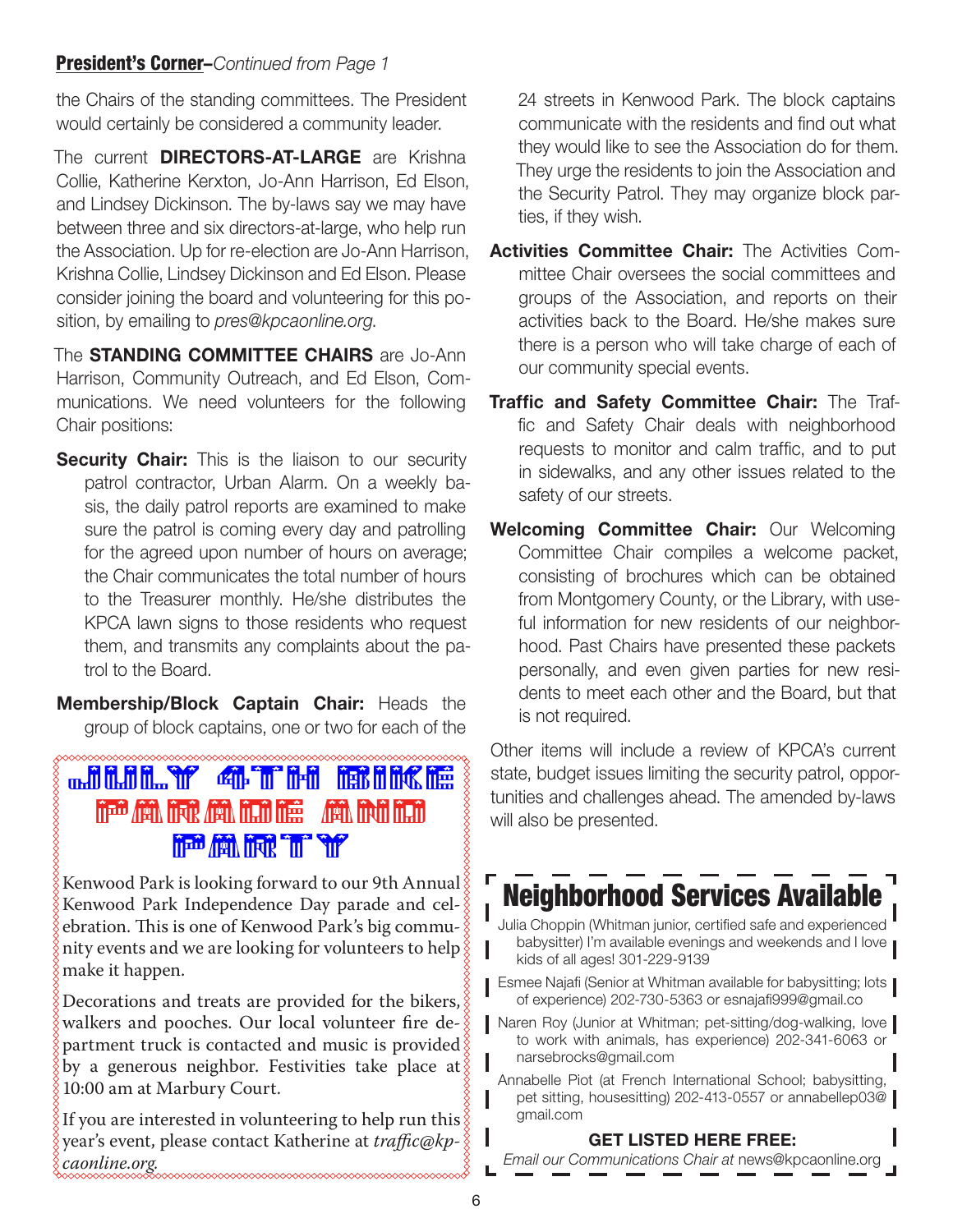## President's Corner–*Continued from Page 1*

the Chairs of the standing committees. The President would certainly be considered a community leader.

The current **DIRECTORS-AT-LARGE** are Krishna Collie, Katherine Kerxton, Jo-Ann Harrison, Ed Elson, and Lindsey Dickinson. The by-laws say we may have between three and six directors-at-large, who help run the Association. Up for re-election are Jo-Ann Harrison, Krishna Collie, Lindsey Dickinson and Ed Elson. Please consider joining the board and volunteering for this position, by emailing to *pres@kpcaonline.org*.

The **STANDING COMMITTEE CHAIRS** are Jo-Ann Harrison, Community Outreach, and Ed Elson, Communications. We need volunteers for the following Chair positions:

**Security Chair:** This is the liaison to our security patrol contractor, Urban Alarm. On a weekly basis, the daily patrol reports are examined to make sure the patrol is coming every day and patrolling for the agreed upon number of hours on average; the Chair communicates the total number of hours to the Treasurer monthly. He/she distributes the KPCA lawn signs to those residents who request them, and transmits any complaints about the patrol to the Board.

**Membership/Block Captain Chair:** Heads the group of block captains, one or two for each of the 24 streets in Kenwood Park. The block captains communicate with the residents and find out what they would like to see the Association do for them. They urge the residents to join the Association and the Security Patrol. They may organize block parties, if they wish.

**Activities Committee Chair:** The Activities Committee Chair oversees the social committees and groups of the Association, and reports on their activities back to the Board. He/she makes sure there is a person who will take charge of each of our community special events.

**Traffic and Safety Committee Chair:** The Traffic and Safety Chair deals with neighborhood requests to monitor and calm traffic, and to put in sidewalks, and any other issues related to the safety of our streets.

**Welcoming Committee Chair:** Our Welcoming Committee Chair compiles a welcome packet, consisting of brochures which can be obtained from Montgomery County, or the Library, with useful information for new residents of our neighborhood. Past Chairs have presented these packets personally, and even given parties for new residents to meet each other and the Board, but that is not required.

Other items will include a review of KPCA's current state, budget issues limiting the security patrol, opportunities and challenges ahead. The amended by-laws will also be presented.

## JULY 4TH BIKE PARADE AND PARTY

Kenwood Park is looking forward to our 9th Annual Kenwood Park Independence Day parade and celebration. This is one of Kenwood Park's big community events and we are looking for volunteers to help make it happen.

Decorations and treats are provided for the bikers, walkers and pooches. Our local volunteer fire department truck is contacted and music is provided by a generous neighbor. Festivities take place at 10:00 am at Marbury Court.

If you are interested in volunteering to help run this year's event, please contact Katherine at *traffic@kpcaonline.org.*

## Neighborhood Services Available

- Julia Choppin (Whitman junior, certified safe and experienced babysitter) I'm available evenings and weekends and I love kids of all ages! 301-229-9139
- Esmee Najafi (Senior at Whitman available for babysitting; lots of experience) 202-730-5363 or esnajafi999@gmail.co
- Naren Roy (Junior at Whitman; pet-sitting/dog-walking, love to work with animals, has experience) 202-341-6063 or narsebrocks@gmail.com
- Annabelle Piot (at French International School; babysitting, pet sitting, housesitting) 202-413-0557 or annabellep03@gmail.com

**GET LISTED HERE FREE:**

*Email our Communications Chair at* news@kpcaonline.org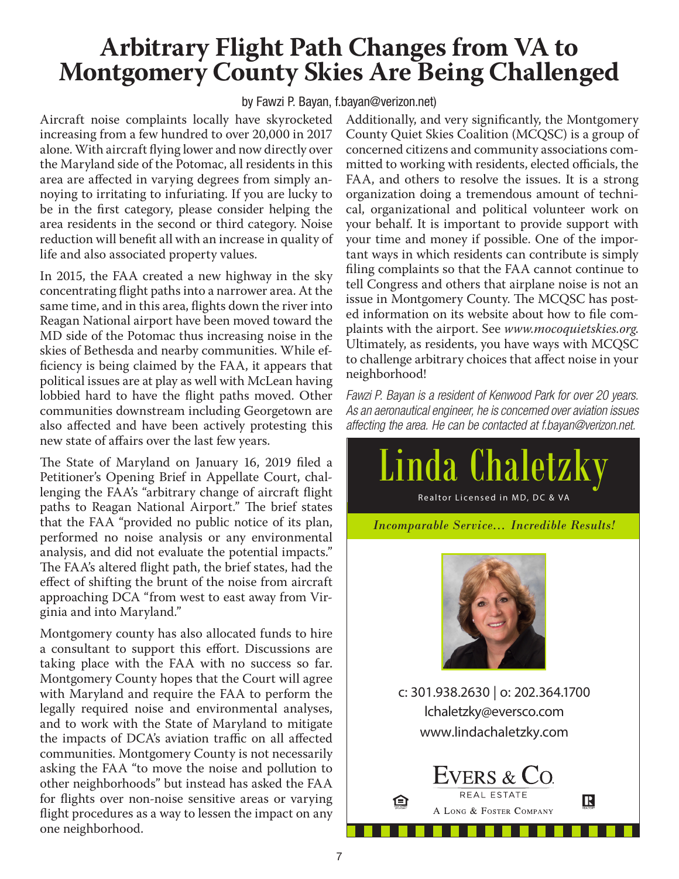# Arbitrary Flight Path Changes from VA to Montgomery County Skies Are Being Challenged

by Fawzi P. Bayan, f.bayan@verizon.net)

Aircraft noise complaints locally have skyrocketed increasing from a few hundred to over 20,000 in 2017 alone. With aircraft flying lower and now directly over the Maryland side of the Potomac, all residents in this area are affected in varying degrees from simply annoying to irritating to infuriating. If you are lucky to be in the first category, please consider helping the area residents in the second or third category. Noise reduction will benefit all with an increase in quality of life and also associated property values.

In 2015, the FAA created a new highway in the sky concentrating flight paths into a narrower area. At the same time, and in this area, flights down the river into Reagan National airport have been moved toward the MD side of the Potomac thus increasing noise in the skies of Bethesda and nearby communities. While efficiency is being claimed by the FAA, it appears that political issues are at play as well with McLean having lobbied hard to have the flight paths moved. Other communities downstream including Georgetown are also affected and have been actively protesting this new state of affairs over the last few years.

The State of Maryland on January 16, 2019 filed a Petitioner's Opening Brief in Appellate Court, challenging the FAA's "arbitrary change of aircraft flight paths to Reagan National Airport." The brief states that the FAA "provided no public notice of its plan, performed no noise analysis or any environmental analysis, and did not evaluate the potential impacts." The FAA's altered flight path, the brief states, had the effect of shifting the brunt of the noise from aircraft approaching DCA "from west to east away from Virginia and into Maryland."

Montgomery county has also allocated funds to hire a consultant to support this effort. Discussions are taking place with the FAA with no success so far. Montgomery County hopes that the Court will agree with Maryland and require the FAA to perform the legally required noise and environmental analyses, and to work with the State of Maryland to mitigate the impacts of DCA's aviation traffic on all affected communities. Montgomery County is not necessarily asking the FAA "to move the noise and pollution to other neighborhoods" but instead has asked the FAA for flights over non-noise sensitive areas or varying flight procedures as a way to lessen the impact on any one neighborhood.

Additionally, and very significantly, the Montgomery County Quiet Skies Coalition (MCQSC) is a group of concerned citizens and community associations committed to working with residents, elected officials, the FAA, and others to resolve the issues. It is a strong organization doing a tremendous amount of technical, organizational and political volunteer work on your behalf. It is important to provide support with your time and money if possible. One of the important ways in which residents can contribute is simply filing complaints so that the FAA cannot continue to tell Congress and others that airplane noise is not an issue in Montgomery County. The MCQSC has posted information on its website about how to file complaints with the airport. See *www.mocoquietskies.org.* Ultimately, as residents, you have ways with MCQSC to challenge arbitrary choices that affect noise in your neighborhood!

*Fawzi P. Bayan is a resident of Kenwood Park for over 20 years. As an aeronautical engineer, he is concerned over aviation issues affecting the area. He can be contacted at f.bayan@verizon.net.*

**Linda Chaletzky**

Realtor Licensed in MD, DC & VA

*Incomparable Service... Incredible Results!*

c: 301.938.2630 | o: 202.364.1700
lchaletzky@eversco.com
www.lindachaletzky.com

EVERS & CO. REAL ESTATE
A LONG & FOSTER COMPANY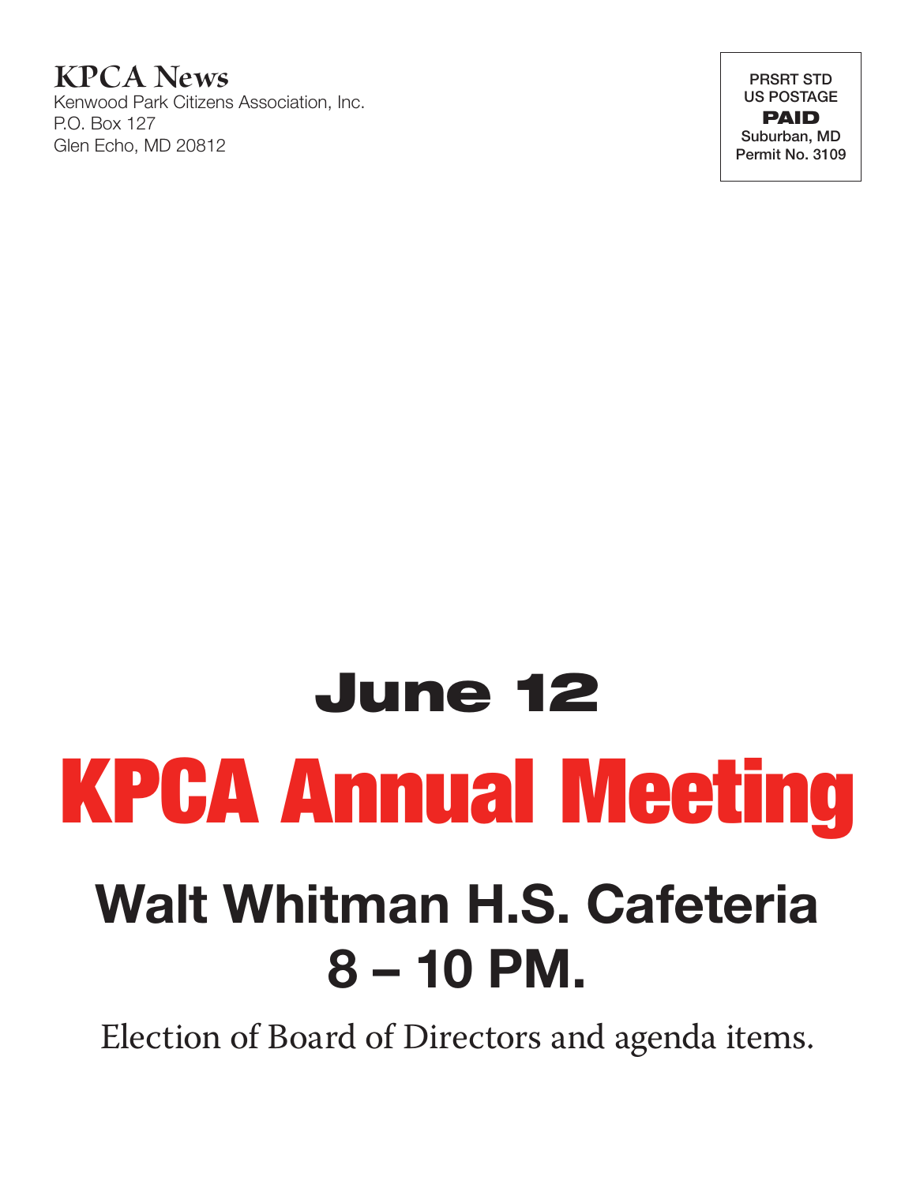**KPCA News**
Kenwood Park Citizens Association, Inc.
P.O. Box 127
Glen Echo, MD 20812

PRSRT STD
US POSTAGE
**PAID**
Suburban, MD
Permit No. 3109

# June 12

# KPCA Annual Meeting

## Walt Whitman H.S. Cafeteria
## 8 – 10 PM.

Election of Board of Directors and agenda items.